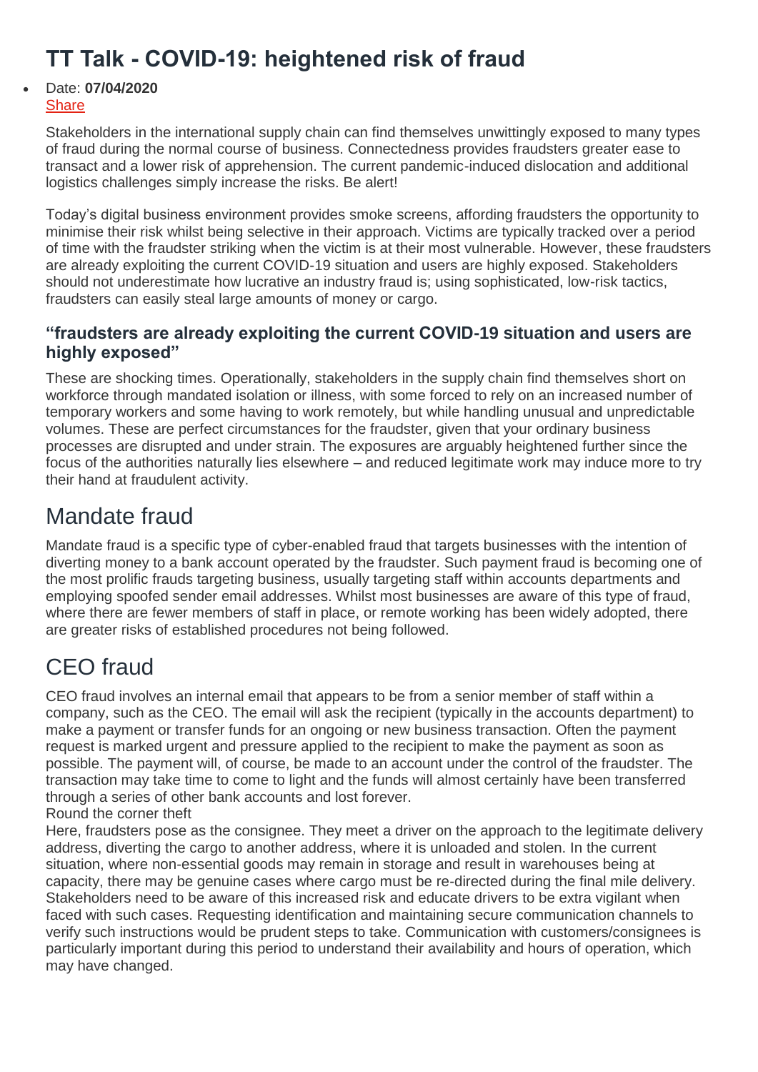# TT Talk - COVID-19: heightened risk of fraud

- Date: **07/04/2020**
  Share

Stakeholders in the international supply chain can find themselves unwittingly exposed to many types of fraud during the normal course of business. Connectedness provides fraudsters greater ease to transact and a lower risk of apprehension. The current pandemic-induced dislocation and additional logistics challenges simply increase the risks. Be alert!

Today's digital business environment provides smoke screens, affording fraudsters the opportunity to minimise their risk whilst being selective in their approach. Victims are typically tracked over a period of time with the fraudster striking when the victim is at their most vulnerable. However, these fraudsters are already exploiting the current COVID-19 situation and users are highly exposed. Stakeholders should not underestimate how lucrative an industry fraud is; using sophisticated, low-risk tactics, fraudsters can easily steal large amounts of money or cargo.

### "fraudsters are already exploiting the current COVID-19 situation and users are highly exposed"

These are shocking times. Operationally, stakeholders in the supply chain find themselves short on workforce through mandated isolation or illness, with some forced to rely on an increased number of temporary workers and some having to work remotely, but while handling unusual and unpredictable volumes. These are perfect circumstances for the fraudster, given that your ordinary business processes are disrupted and under strain. The exposures are arguably heightened further since the focus of the authorities naturally lies elsewhere – and reduced legitimate work may induce more to try their hand at fraudulent activity.

## Mandate fraud

Mandate fraud is a specific type of cyber-enabled fraud that targets businesses with the intention of diverting money to a bank account operated by the fraudster. Such payment fraud is becoming one of the most prolific frauds targeting business, usually targeting staff within accounts departments and employing spoofed sender email addresses. Whilst most businesses are aware of this type of fraud, where there are fewer members of staff in place, or remote working has been widely adopted, there are greater risks of established procedures not being followed.

## CEO fraud

CEO fraud involves an internal email that appears to be from a senior member of staff within a company, such as the CEO. The email will ask the recipient (typically in the accounts department) to make a payment or transfer funds for an ongoing or new business transaction. Often the payment request is marked urgent and pressure applied to the recipient to make the payment as soon as possible. The payment will, of course, be made to an account under the control of the fraudster. The transaction may take time to come to light and the funds will almost certainly have been transferred through a series of other bank accounts and lost forever.

Round the corner theft

Here, fraudsters pose as the consignee. They meet a driver on the approach to the legitimate delivery address, diverting the cargo to another address, where it is unloaded and stolen. In the current situation, where non-essential goods may remain in storage and result in warehouses being at capacity, there may be genuine cases where cargo must be re-directed during the final mile delivery. Stakeholders need to be aware of this increased risk and educate drivers to be extra vigilant when faced with such cases. Requesting identification and maintaining secure communication channels to verify such instructions would be prudent steps to take. Communication with customers/consignees is particularly important during this period to understand their availability and hours of operation, which may have changed.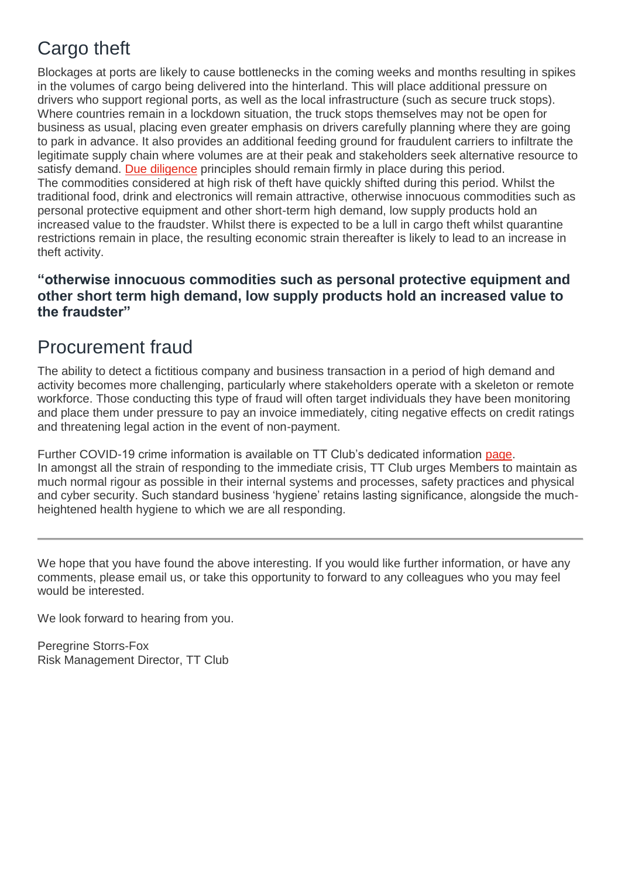## Cargo theft

Blockages at ports are likely to cause bottlenecks in the coming weeks and months resulting in spikes in the volumes of cargo being delivered into the hinterland. This will place additional pressure on drivers who support regional ports, as well as the local infrastructure (such as secure truck stops). Where countries remain in a lockdown situation, the truck stops themselves may not be open for business as usual, placing even greater emphasis on drivers carefully planning where they are going to park in advance. It also provides an additional feeding ground for fraudulent carriers to infiltrate the legitimate supply chain where volumes are at their peak and stakeholders seek alternative resource to satisfy demand. Due diligence principles should remain firmly in place during this period.
The commodities considered at high risk of theft have quickly shifted during this period. Whilst the traditional food, drink and electronics will remain attractive, otherwise innocuous commodities such as personal protective equipment and other short-term high demand, low supply products hold an increased value to the fraudster. Whilst there is expected to be a lull in cargo theft whilst quarantine restrictions remain in place, the resulting economic strain thereafter is likely to lead to an increase in theft activity.

**"otherwise innocuous commodities such as personal protective equipment and other short term high demand, low supply products hold an increased value to the fraudster"**

## Procurement fraud

The ability to detect a fictitious company and business transaction in a period of high demand and activity becomes more challenging, particularly where stakeholders operate with a skeleton or remote workforce. Those conducting this type of fraud will often target individuals they have been monitoring and place them under pressure to pay an invoice immediately, citing negative effects on credit ratings and threatening legal action in the event of non-payment.

Further COVID-19 crime information is available on TT Club's dedicated information page.
In amongst all the strain of responding to the immediate crisis, TT Club urges Members to maintain as much normal rigour as possible in their internal systems and processes, safety practices and physical and cyber security. Such standard business 'hygiene' retains lasting significance, alongside the much-heightened health hygiene to which we are all responding.

---

We hope that you have found the above interesting. If you would like further information, or have any comments, please email us, or take this opportunity to forward to any colleagues who you may feel would be interested.

We look forward to hearing from you.

Peregrine Storrs-Fox
Risk Management Director, TT Club